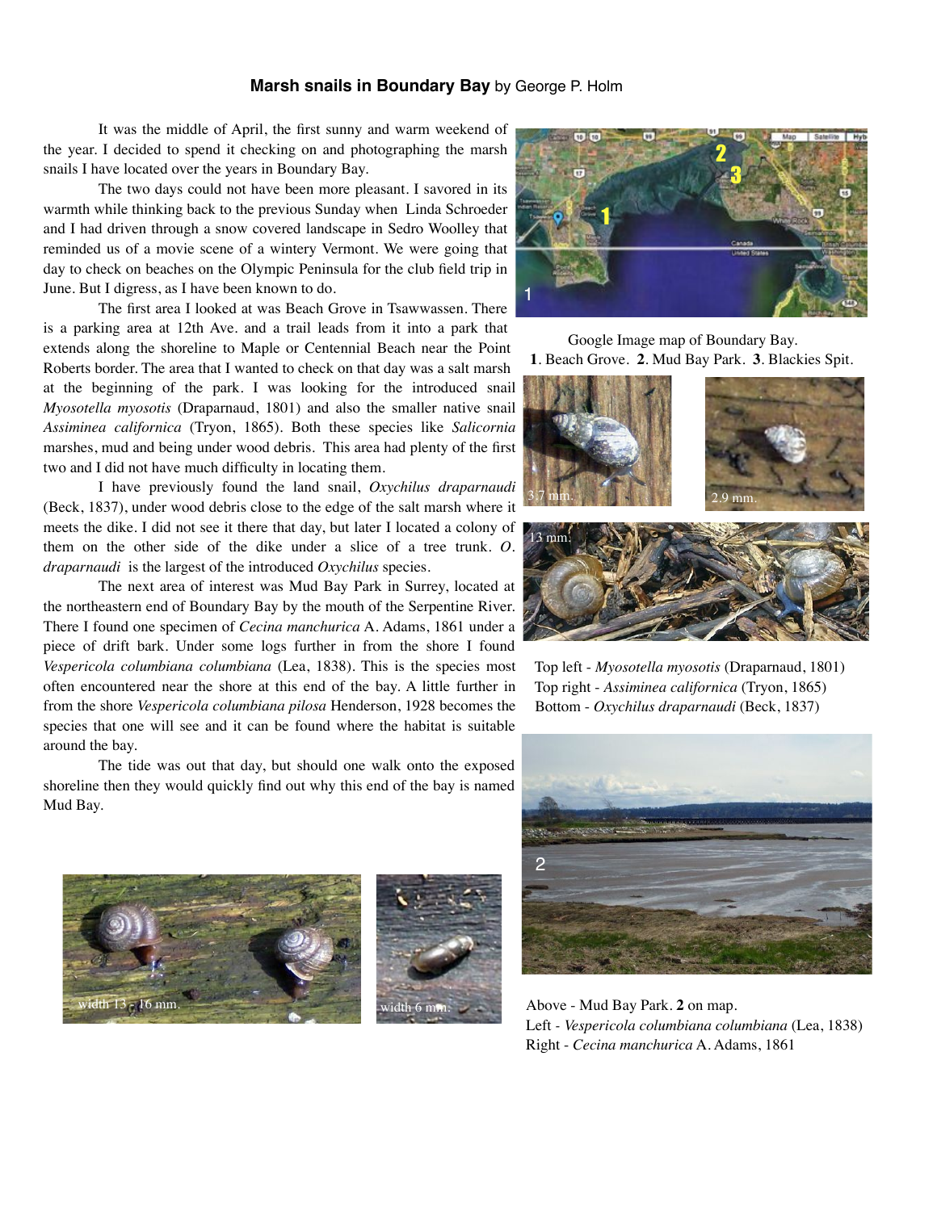## **Marsh snails in Boundary Bay** by George P. Holm

It was the middle of April, the first sunny and warm weekend of the year. I decided to spend it checking on and photographing the marsh snails I have located over the years in Boundary Bay.

The two days could not have been more pleasant. I savored in its warmth while thinking back to the previous Sunday when Linda Schroeder and I had driven through a snow covered landscape in Sedro Woolley that reminded us of a movie scene of a wintery Vermont. We were going that day to check on beaches on the Olympic Peninsula for the club field trip in June. But I digress, as I have been known to do.

The first area I looked at was Beach Grove in Tsawwassen. There is a parking area at 12th Ave. and a trail leads from it into a park that extends along the shoreline to Maple or Centennial Beach near the Point Roberts border. The area that I wanted to check on that day was a salt marsh at the beginning of the park. I was looking for the introduced snail *Myosotella myosotis* (Draparnaud, 1801) and also the smaller native snail *Assiminea californica* (Tryon, 1865). Both these species like *Salicornia* marshes, mud and being under wood debris. This area had plenty of the first two and I did not have much difficulty in locating them.

I have previously found the land snail, *Oxychilus draparnaudi* (Beck, 1837), under wood debris close to the edge of the salt marsh where it meets the dike. I did not see it there that day, but later I located a colony of them on the other side of the dike under a slice of a tree trunk. *O. draparnaudi* is the largest of the introduced *Oxychilus* species.

The next area of interest was Mud Bay Park in Surrey, located at the northeastern end of Boundary Bay by the mouth of the Serpentine River. There I found one specimen of *Cecina manchurica* A. Adams, 1861 under a piece of drift bark. Under some logs further in from the shore I found *Vespericola columbiana columbiana* (Lea, 1838). This is the species most often encountered near the shore at this end of the bay. A little further in from the shore *Vespericola columbiana pilosa* Henderson, 1928 becomes the species that one will see and it can be found where the habitat is suitable around the bay.

The tide was out that day, but should one walk onto the exposed shoreline then they would quickly find out why this end of the bay is named Mud Bay.

Google Image map of Boundary Bay.
**1**. Beach Grove. **2**. Mud Bay Park. **3**. Blackies Spit.

3.7 mm. 2.9 mm. 13 mm.

Top left - *Myosotella myosotis* (Draparnaud, 1801)
Top right - *Assiminea californica* (Tryon, 1865)
Bottom - *Oxychilus draparnaudi* (Beck, 1837)

width 13 - 16 mm. width 6 mm.

Above - Mud Bay Park. **2** on map.
Left - *Vespericola columbiana columbiana* (Lea, 1838)
Right - *Cecina manchurica* A. Adams, 1861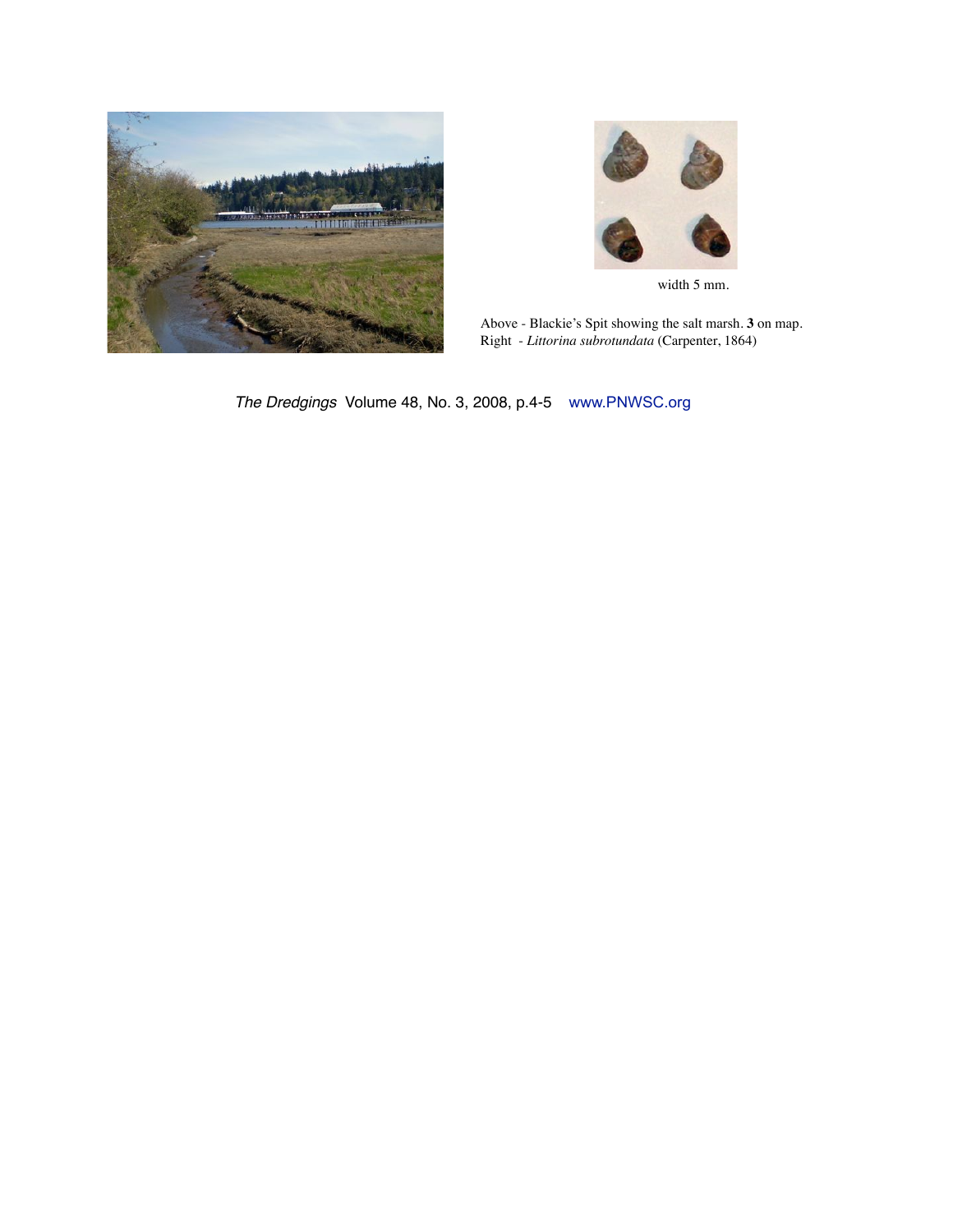width 5 mm.

Above - Blackie's Spit showing the salt marsh. **3** on map.
Right - *Littorina subrotundata* (Carpenter, 1864)